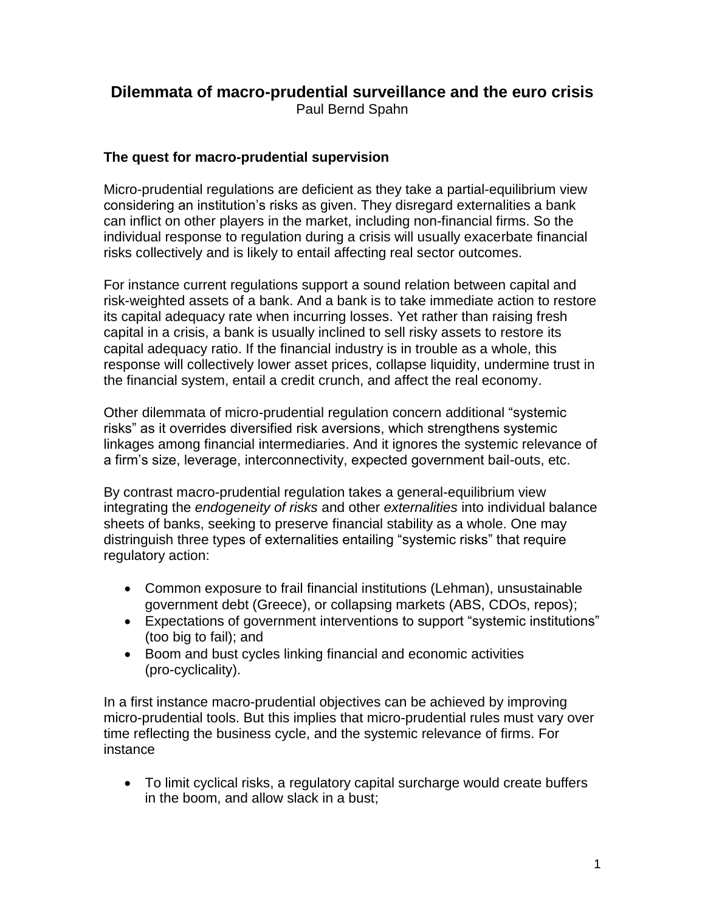# Dilemmata of macro-prudential surveillance and the euro crisis

Paul Bernd Spahn

## The quest for macro-prudential supervision

Micro-prudential regulations are deficient as they take a partial-equilibrium view considering an institution's risks as given. They disregard externalities a bank can inflict on other players in the market, including non-financial firms. So the individual response to regulation during a crisis will usually exacerbate financial risks collectively and is likely to entail affecting real sector outcomes.

For instance current regulations support a sound relation between capital and risk-weighted assets of a bank. And a bank is to take immediate action to restore its capital adequacy rate when incurring losses. Yet rather than raising fresh capital in a crisis, a bank is usually inclined to sell risky assets to restore its capital adequacy ratio. If the financial industry is in trouble as a whole, this response will collectively lower asset prices, collapse liquidity, undermine trust in the financial system, entail a credit crunch, and affect the real economy.

Other dilemmata of micro-prudential regulation concern additional "systemic risks" as it overrides diversified risk aversions, which strengthens systemic linkages among financial intermediaries. And it ignores the systemic relevance of a firm's size, leverage, interconnectivity, expected government bail-outs, etc.

By contrast macro-prudential regulation takes a general-equilibrium view integrating the *endogeneity of risks* and other *externalities* into individual balance sheets of banks, seeking to preserve financial stability as a whole. One may distringuish three types of externalities entailing "systemic risks" that require regulatory action:

- Common exposure to frail financial institutions (Lehman), unsustainable government debt (Greece), or collapsing markets (ABS, CDOs, repos);
- Expectations of government interventions to support "systemic institutions" (too big to fail); and
- Boom and bust cycles linking financial and economic activities (pro-cyclicality).

In a first instance macro-prudential objectives can be achieved by improving micro-prudential tools. But this implies that micro-prudential rules must vary over time reflecting the business cycle, and the systemic relevance of firms. For instance

- To limit cyclical risks, a regulatory capital surcharge would create buffers in the boom, and allow slack in a bust;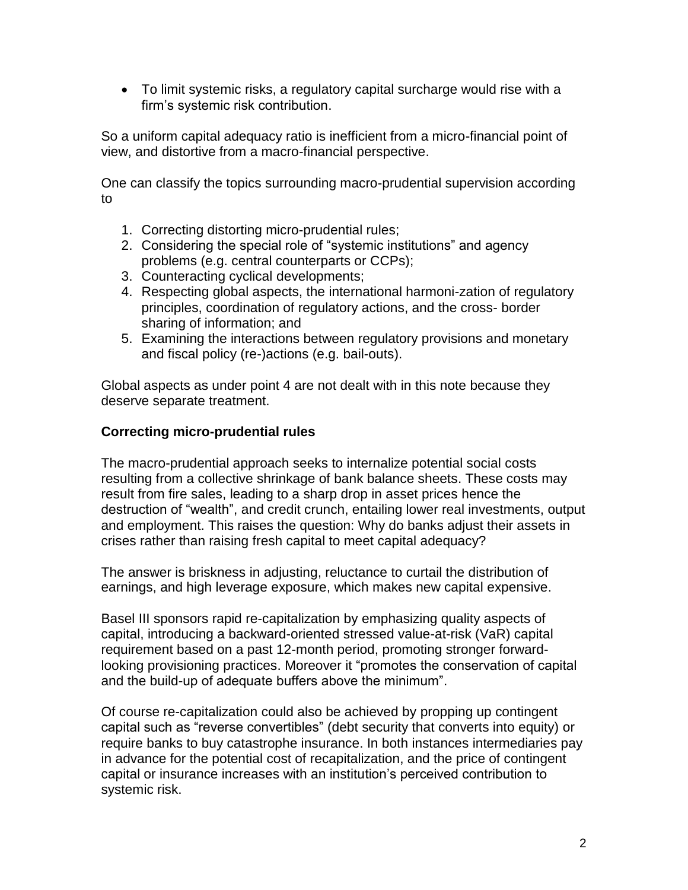- To limit systemic risks, a regulatory capital surcharge would rise with a firm's systemic risk contribution.

So a uniform capital adequacy ratio is inefficient from a micro-financial point of view, and distortive from a macro-financial perspective.

One can classify the topics surrounding macro-prudential supervision according to

1. Correcting distorting micro-prudential rules;
2. Considering the special role of "systemic institutions" and agency problems (e.g. central counterparts or CCPs);
3. Counteracting cyclical developments;
4. Respecting global aspects, the international harmoni-zation of regulatory principles, coordination of regulatory actions, and the cross- border sharing of information; and
5. Examining the interactions between regulatory provisions and monetary and fiscal policy (re-)actions (e.g. bail-outs).

Global aspects as under point 4 are not dealt with in this note because they deserve separate treatment.

**Correcting micro-prudential rules**

The macro-prudential approach seeks to internalize potential social costs resulting from a collective shrinkage of bank balance sheets. These costs may result from fire sales, leading to a sharp drop in asset prices hence the destruction of "wealth", and credit crunch, entailing lower real investments, output and employment. This raises the question: Why do banks adjust their assets in crises rather than raising fresh capital to meet capital adequacy?

The answer is briskness in adjusting, reluctance to curtail the distribution of earnings, and high leverage exposure, which makes new capital expensive.

Basel III sponsors rapid re-capitalization by emphasizing quality aspects of capital, introducing a backward-oriented stressed value-at-risk (VaR) capital requirement based on a past 12-month period, promoting stronger forward-looking provisioning practices. Moreover it "promotes the conservation of capital and the build-up of adequate buffers above the minimum".

Of course re-capitalization could also be achieved by propping up contingent capital such as "reverse convertibles" (debt security that converts into equity) or require banks to buy catastrophe insurance. In both instances intermediaries pay in advance for the potential cost of recapitalization, and the price of contingent capital or insurance increases with an institution's perceived contribution to systemic risk.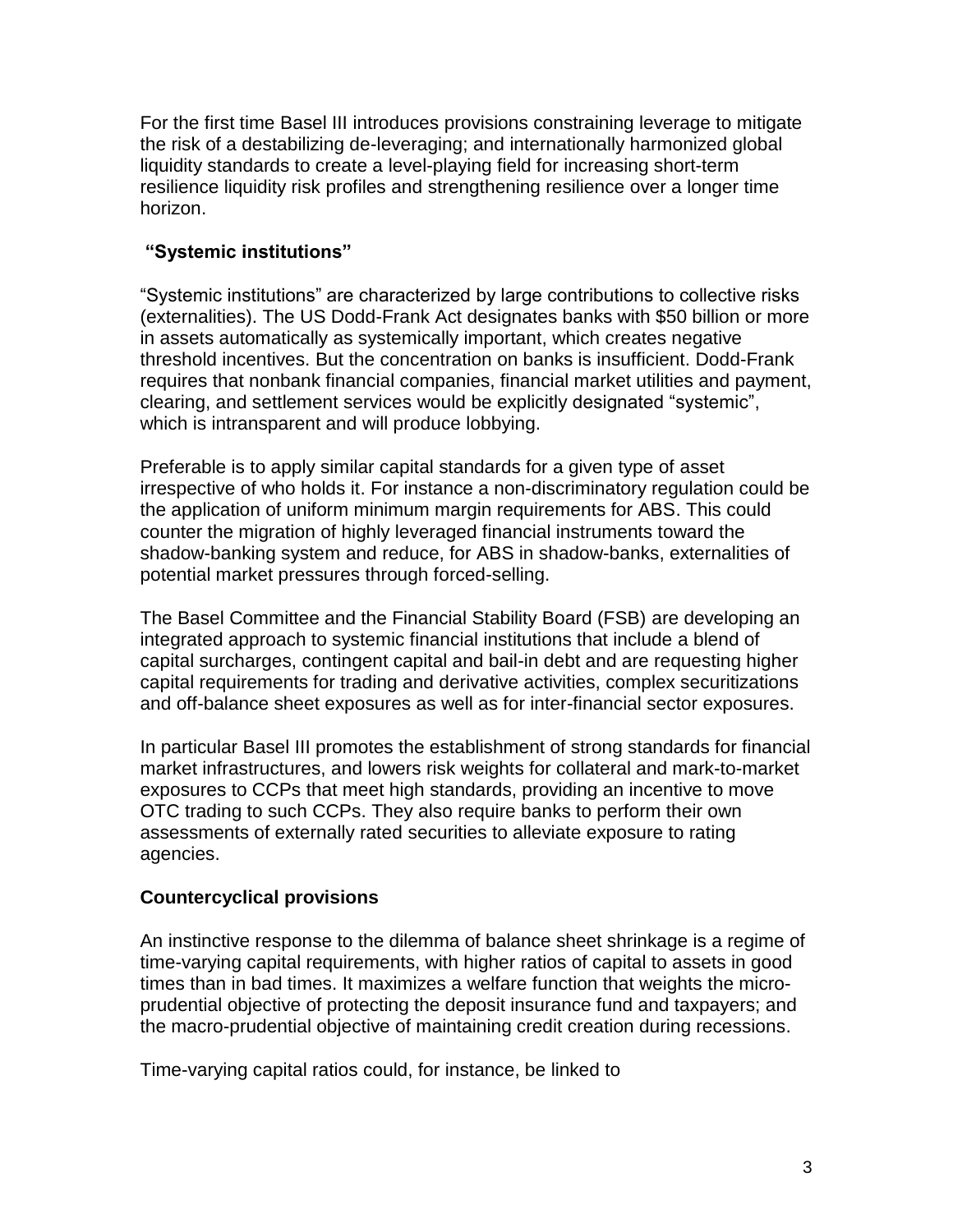For the first time Basel III introduces provisions constraining leverage to mitigate the risk of a destabilizing de-leveraging; and internationally harmonized global liquidity standards to create a level-playing field for increasing short-term resilience liquidity risk profiles and strengthening resilience over a longer time horizon.

### “Systemic institutions”

“Systemic institutions” are characterized by large contributions to collective risks (externalities). The US Dodd-Frank Act designates banks with $50 billion or more in assets automatically as systemically important, which creates negative threshold incentives. But the concentration on banks is insufficient. Dodd-Frank requires that nonbank financial companies, financial market utilities and payment, clearing, and settlement services would be explicitly designated “systemic”, which is intransparent and will produce lobbying.

Preferable is to apply similar capital standards for a given type of asset irrespective of who holds it. For instance a non-discriminatory regulation could be the application of uniform minimum margin requirements for ABS. This could counter the migration of highly leveraged financial instruments toward the shadow-banking system and reduce, for ABS in shadow-banks, externalities of potential market pressures through forced-selling.

The Basel Committee and the Financial Stability Board (FSB) are developing an integrated approach to systemic financial institutions that include a blend of capital surcharges, contingent capital and bail-in debt and are requesting higher capital requirements for trading and derivative activities, complex securitizations and off-balance sheet exposures as well as for inter-financial sector exposures.

In particular Basel III promotes the establishment of strong standards for financial market infrastructures, and lowers risk weights for collateral and mark-to-market exposures to CCPs that meet high standards, providing an incentive to move OTC trading to such CCPs. They also require banks to perform their own assessments of externally rated securities to alleviate exposure to rating agencies.

### Countercyclical provisions

An instinctive response to the dilemma of balance sheet shrinkage is a regime of time-varying capital requirements, with higher ratios of capital to assets in good times than in bad times. It maximizes a welfare function that weights the micro-prudential objective of protecting the deposit insurance fund and taxpayers; and the macro-prudential objective of maintaining credit creation during recessions.

Time-varying capital ratios could, for instance, be linked to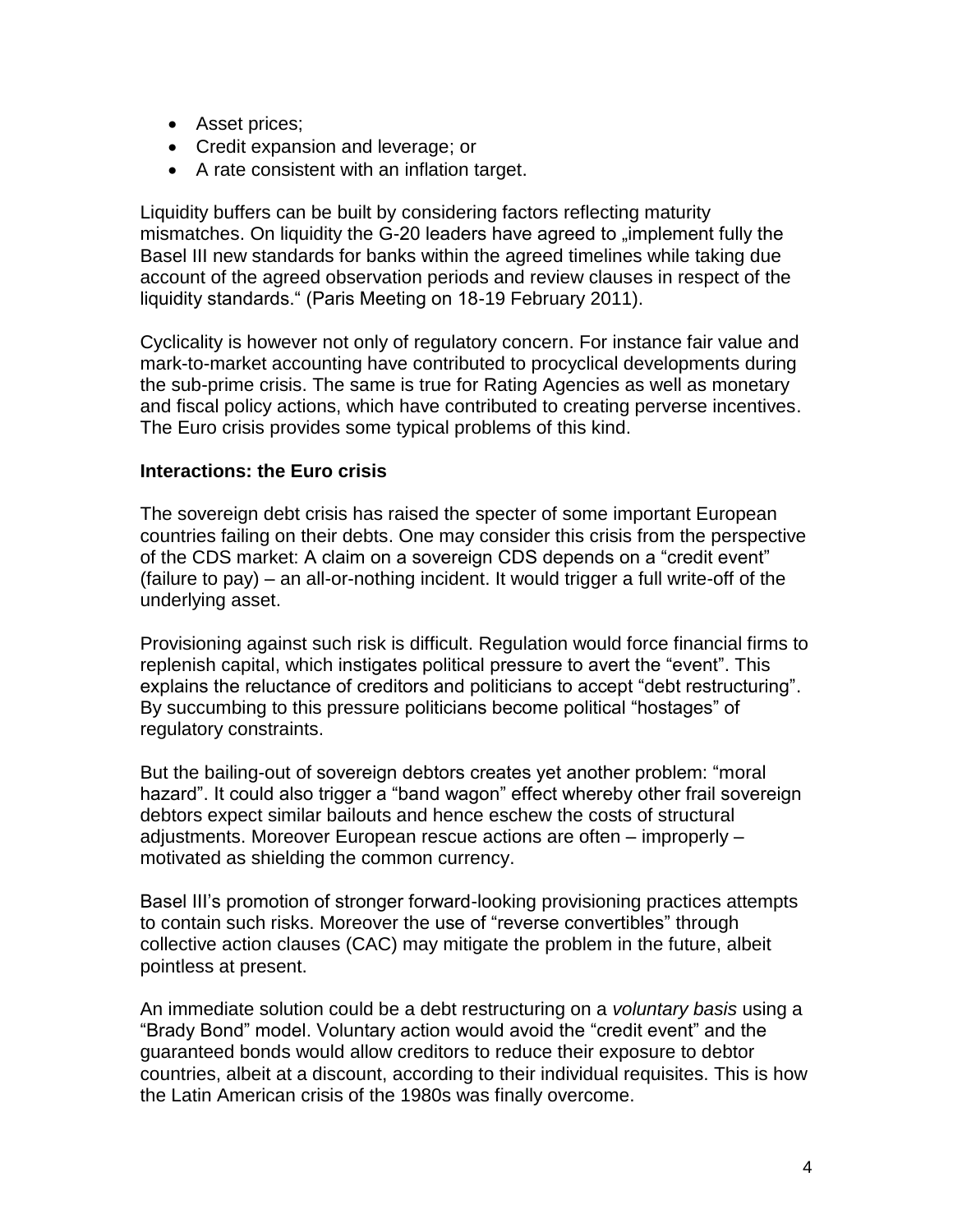- Asset prices;
- Credit expansion and leverage; or
- A rate consistent with an inflation target.

Liquidity buffers can be built by considering factors reflecting maturity mismatches. On liquidity the G-20 leaders have agreed to „implement fully the Basel III new standards for banks within the agreed timelines while taking due account of the agreed observation periods and review clauses in respect of the liquidity standards." (Paris Meeting on 18-19 February 2011).

Cyclicality is however not only of regulatory concern. For instance fair value and mark-to-market accounting have contributed to procyclical developments during the sub-prime crisis. The same is true for Rating Agencies as well as monetary and fiscal policy actions, which have contributed to creating perverse incentives. The Euro crisis provides some typical problems of this kind.

**Interactions: the Euro crisis**

The sovereign debt crisis has raised the specter of some important European countries failing on their debts. One may consider this crisis from the perspective of the CDS market: A claim on a sovereign CDS depends on a "credit event" (failure to pay) – an all-or-nothing incident. It would trigger a full write-off of the underlying asset.

Provisioning against such risk is difficult. Regulation would force financial firms to replenish capital, which instigates political pressure to avert the "event". This explains the reluctance of creditors and politicians to accept "debt restructuring". By succumbing to this pressure politicians become political "hostages" of regulatory constraints.

But the bailing-out of sovereign debtors creates yet another problem: "moral hazard". It could also trigger a "band wagon" effect whereby other frail sovereign debtors expect similar bailouts and hence eschew the costs of structural adjustments. Moreover European rescue actions are often – improperly – motivated as shielding the common currency.

Basel III's promotion of stronger forward-looking provisioning practices attempts to contain such risks. Moreover the use of "reverse convertibles" through collective action clauses (CAC) may mitigate the problem in the future, albeit pointless at present.

An immediate solution could be a debt restructuring on a *voluntary basis* using a "Brady Bond" model. Voluntary action would avoid the "credit event" and the guaranteed bonds would allow creditors to reduce their exposure to debtor countries, albeit at a discount, according to their individual requisites. This is how the Latin American crisis of the 1980s was finally overcome.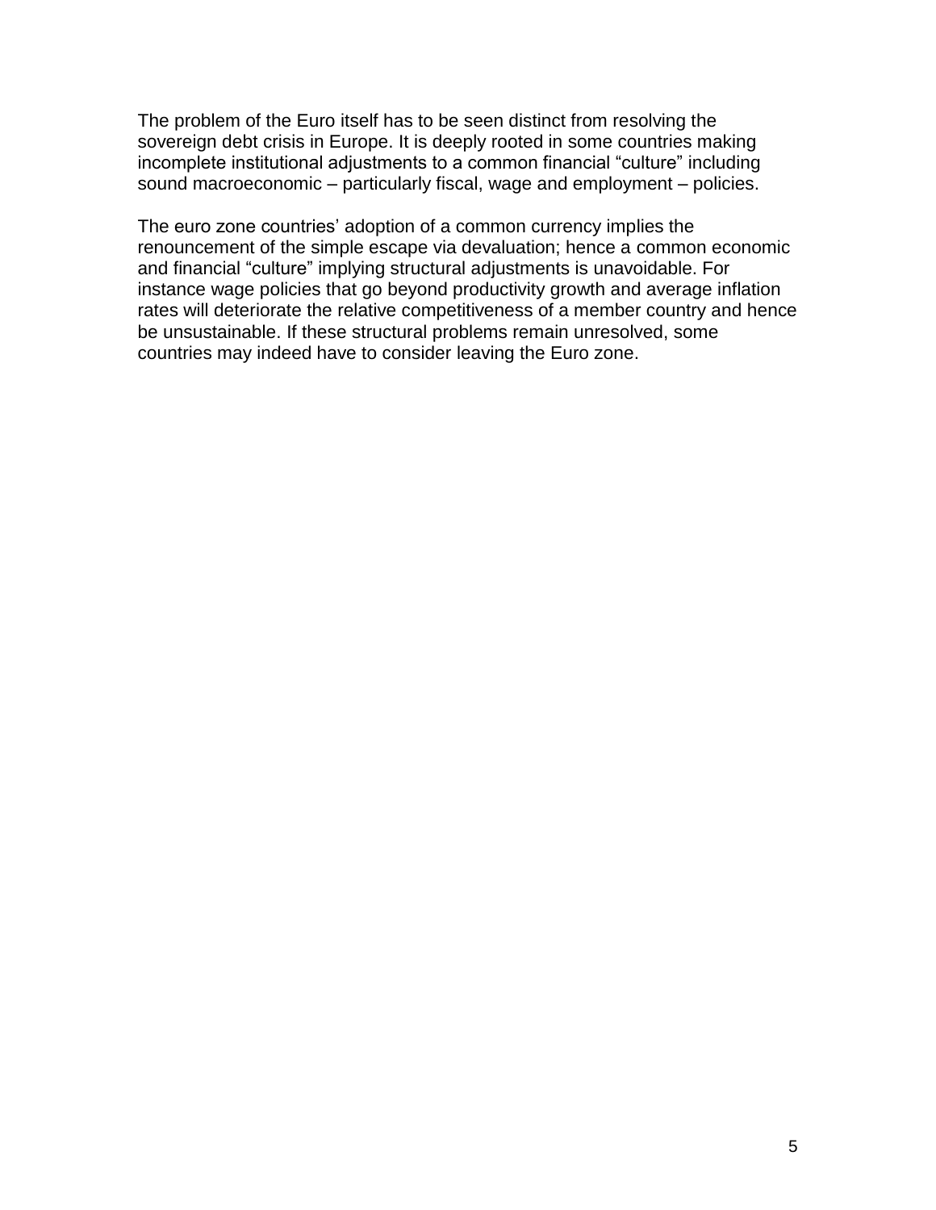The problem of the Euro itself has to be seen distinct from resolving the sovereign debt crisis in Europe. It is deeply rooted in some countries making incomplete institutional adjustments to a common financial “culture” including sound macroeconomic – particularly fiscal, wage and employment – policies.

The euro zone countries’ adoption of a common currency implies the renouncement of the simple escape via devaluation; hence a common economic and financial “culture” implying structural adjustments is unavoidable. For instance wage policies that go beyond productivity growth and average inflation rates will deteriorate the relative competitiveness of a member country and hence be unsustainable. If these structural problems remain unresolved, some countries may indeed have to consider leaving the Euro zone.